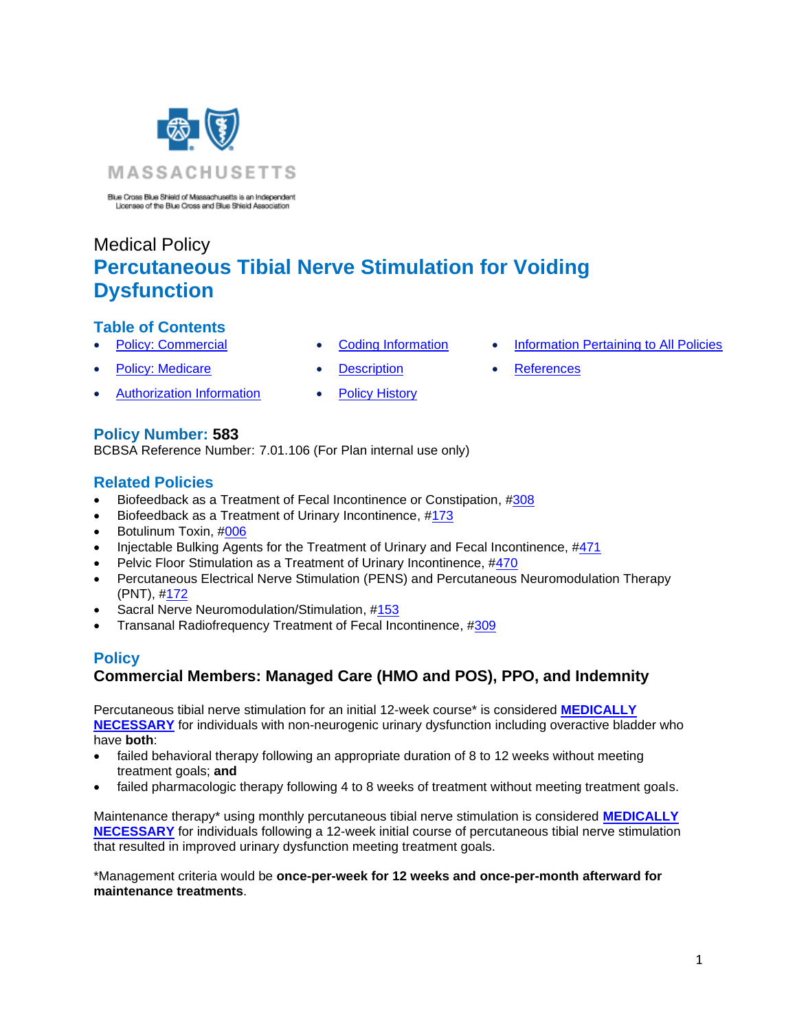MASSACHUSETTS

Blue Cross Blue Shield of Massachusetts is an Independent Licensee of the Blue Cross and Blue Shield Association

Medical Policy

# Percutaneous Tibial Nerve Stimulation for Voiding Dysfunction

## Table of Contents

- Policy: Commercial
- Policy: Medicare
- Authorization Information
- Coding Information
- Description
- Policy History
- Information Pertaining to All Policies
- References

## Policy Number: 583

BCBSA Reference Number: 7.01.106 (For Plan internal use only)

## Related Policies

- Biofeedback as a Treatment of Fecal Incontinence or Constipation, #308
- Biofeedback as a Treatment of Urinary Incontinence, #173
- Botulinum Toxin, #006
- Injectable Bulking Agents for the Treatment of Urinary and Fecal Incontinence, #471
- Pelvic Floor Stimulation as a Treatment of Urinary Incontinence, #470
- Percutaneous Electrical Nerve Stimulation (PENS) and Percutaneous Neuromodulation Therapy (PNT), #172
- Sacral Nerve Neuromodulation/Stimulation, #153
- Transanal Radiofrequency Treatment of Fecal Incontinence, #309

## Policy

### Commercial Members: Managed Care (HMO and POS), PPO, and Indemnity

Percutaneous tibial nerve stimulation for an initial 12-week course* is considered **MEDICALLY NECESSARY** for individuals with non-neurogenic urinary dysfunction including overactive bladder who have **both**:

- failed behavioral therapy following an appropriate duration of 8 to 12 weeks without meeting treatment goals; **and**
- failed pharmacologic therapy following 4 to 8 weeks of treatment without meeting treatment goals.

Maintenance therapy* using monthly percutaneous tibial nerve stimulation is considered **MEDICALLY NECESSARY** for individuals following a 12-week initial course of percutaneous tibial nerve stimulation that resulted in improved urinary dysfunction meeting treatment goals.

*Management criteria would be **once-per-week for 12 weeks and once-per-month afterward for maintenance treatments**.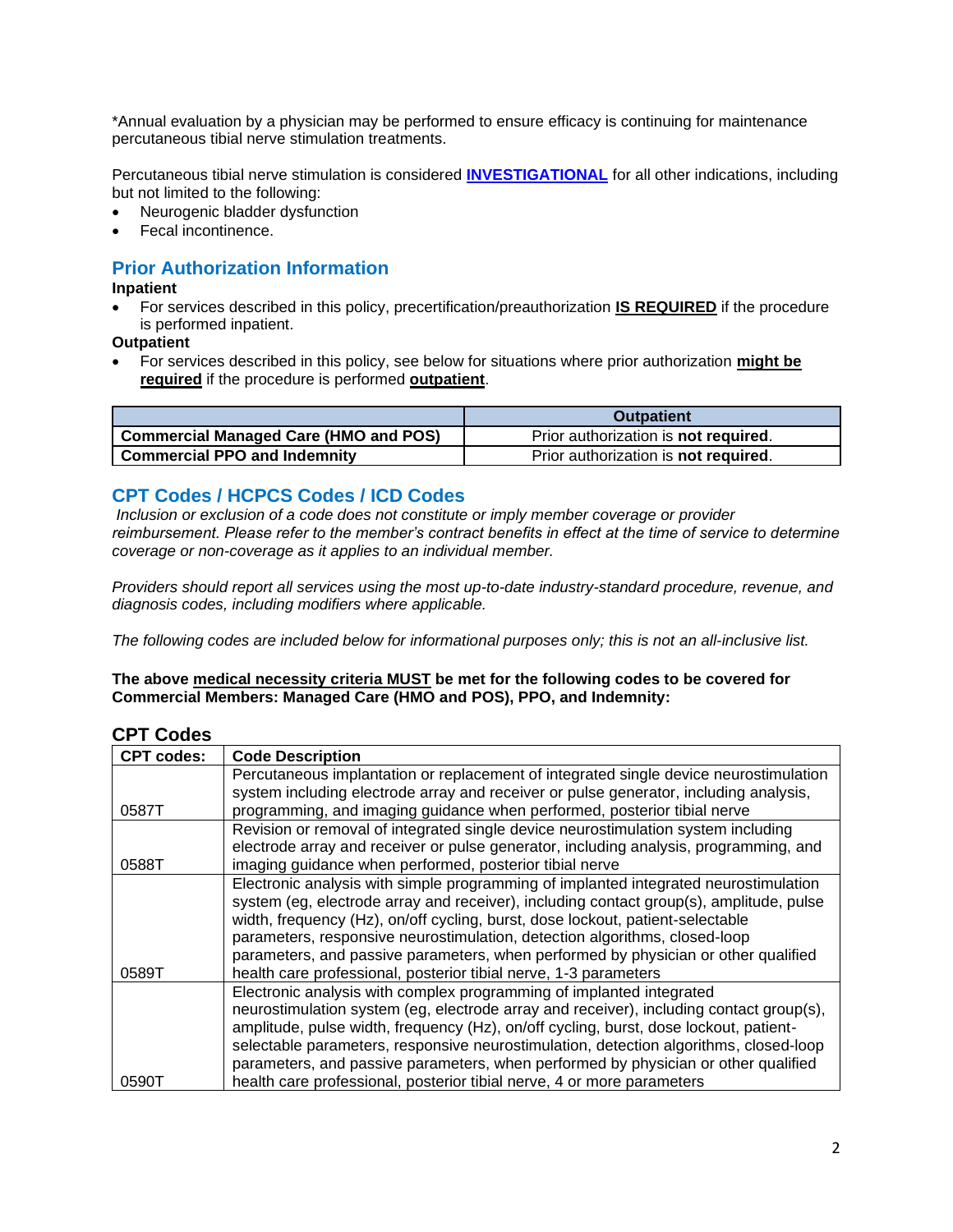*Annual evaluation by a physician may be performed to ensure efficacy is continuing for maintenance percutaneous tibial nerve stimulation treatments.

Percutaneous tibial nerve stimulation is considered **INVESTIGATIONAL** for all other indications, including but not limited to the following:

- Neurogenic bladder dysfunction
- Fecal incontinence.

## Prior Authorization Information

**Inpatient**

- For services described in this policy, precertification/preauthorization **IS REQUIRED** if the procedure is performed inpatient.

**Outpatient**

- For services described in this policy, see below for situations where prior authorization **might be required** if the procedure is performed **outpatient**.

| | Outpatient |
|---|---|
| **Commercial Managed Care (HMO and POS)** | Prior authorization is **not required**. |
| **Commercial PPO and Indemnity** | Prior authorization is **not required**. |

## CPT Codes / HCPCS Codes / ICD Codes

*Inclusion or exclusion of a code does not constitute or imply member coverage or provider reimbursement. Please refer to the member's contract benefits in effect at the time of service to determine coverage or non-coverage as it applies to an individual member.*

*Providers should report all services using the most up-to-date industry-standard procedure, revenue, and diagnosis codes, including modifiers where applicable.*

*The following codes are included below for informational purposes only; this is not an all-inclusive list.*

**The above medical necessity criteria MUST be met for the following codes to be covered for Commercial Members: Managed Care (HMO and POS), PPO, and Indemnity:**

### CPT Codes

| CPT codes: | Code Description |
|---|---|
| 0587T | Percutaneous implantation or replacement of integrated single device neurostimulation system including electrode array and receiver or pulse generator, including analysis, programming, and imaging guidance when performed, posterior tibial nerve |
| 0588T | Revision or removal of integrated single device neurostimulation system including electrode array and receiver or pulse generator, including analysis, programming, and imaging guidance when performed, posterior tibial nerve |
| 0589T | Electronic analysis with simple programming of implanted integrated neurostimulation system (eg, electrode array and receiver), including contact group(s), amplitude, pulse width, frequency (Hz), on/off cycling, burst, dose lockout, patient-selectable parameters, responsive neurostimulation, detection algorithms, closed-loop parameters, and passive parameters, when performed by physician or other qualified health care professional, posterior tibial nerve, 1-3 parameters |
| 0590T | Electronic analysis with complex programming of implanted integrated neurostimulation system (eg, electrode array and receiver), including contact group(s), amplitude, pulse width, frequency (Hz), on/off cycling, burst, dose lockout, patient-selectable parameters, responsive neurostimulation, detection algorithms, closed-loop parameters, and passive parameters, when performed by physician or other qualified health care professional, posterior tibial nerve, 4 or more parameters |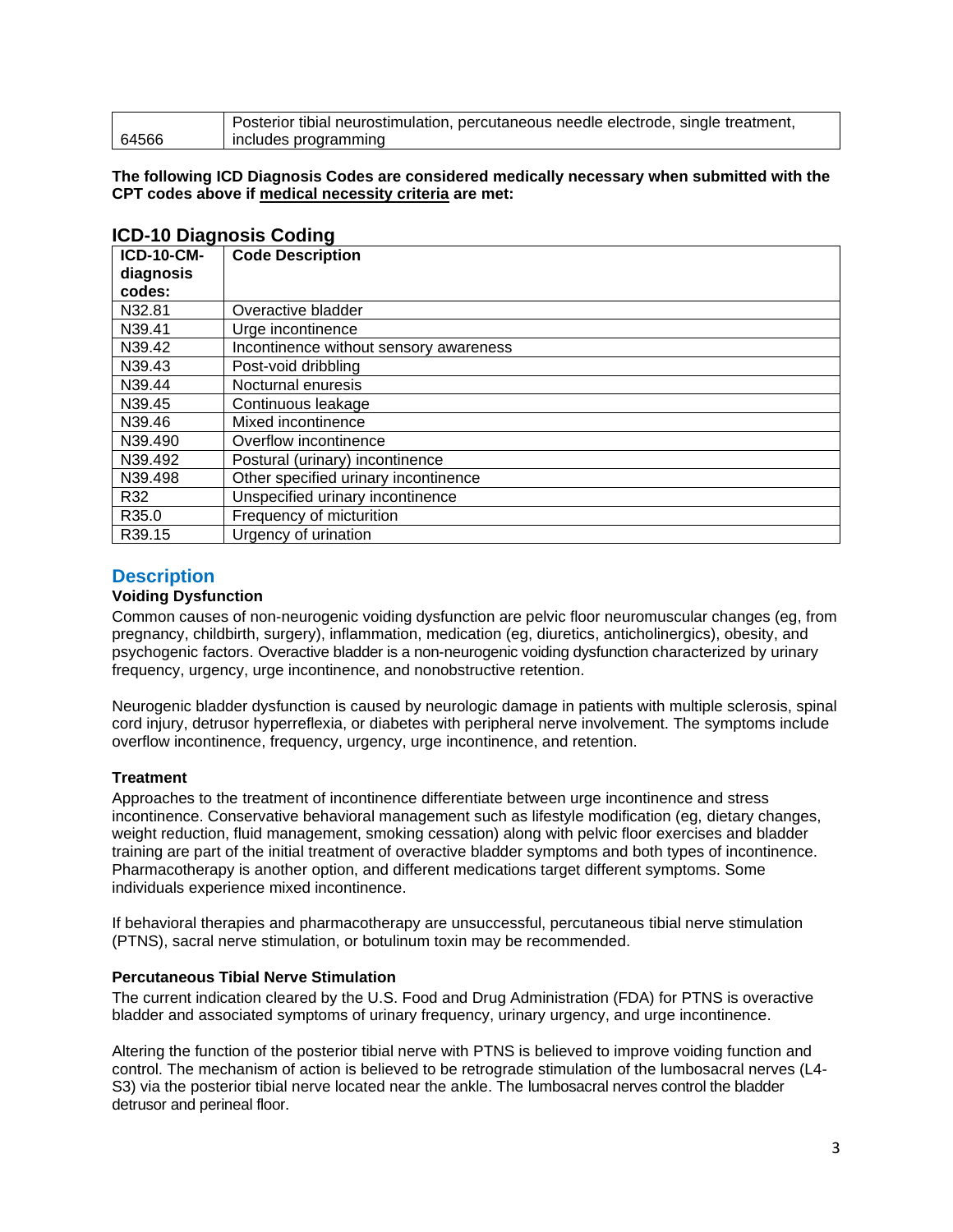| 64566 | Posterior tibial neurostimulation, percutaneous needle electrode, single treatment, includes programming |
|---|---|

**The following ICD Diagnosis Codes are considered medically necessary when submitted with the CPT codes above if medical necessity criteria are met:**

## ICD-10 Diagnosis Coding

| ICD-10-CM-diagnosis codes: | Code Description |
|---|---|
| N32.81 | Overactive bladder |
| N39.41 | Urge incontinence |
| N39.42 | Incontinence without sensory awareness |
| N39.43 | Post-void dribbling |
| N39.44 | Nocturnal enuresis |
| N39.45 | Continuous leakage |
| N39.46 | Mixed incontinence |
| N39.490 | Overflow incontinence |
| N39.492 | Postural (urinary) incontinence |
| N39.498 | Other specified urinary incontinence |
| R32 | Unspecified urinary incontinence |
| R35.0 | Frequency of micturition |
| R39.15 | Urgency of urination |

## Description

### Voiding Dysfunction

Common causes of non-neurogenic voiding dysfunction are pelvic floor neuromuscular changes (eg, from pregnancy, childbirth, surgery), inflammation, medication (eg, diuretics, anticholinergics), obesity, and psychogenic factors. Overactive bladder is a non-neurogenic voiding dysfunction characterized by urinary frequency, urgency, urge incontinence, and nonobstructive retention.

Neurogenic bladder dysfunction is caused by neurologic damage in patients with multiple sclerosis, spinal cord injury, detrusor hyperreflexia, or diabetes with peripheral nerve involvement. The symptoms include overflow incontinence, frequency, urgency, urge incontinence, and retention.

### Treatment

Approaches to the treatment of incontinence differentiate between urge incontinence and stress incontinence. Conservative behavioral management such as lifestyle modification (eg, dietary changes, weight reduction, fluid management, smoking cessation) along with pelvic floor exercises and bladder training are part of the initial treatment of overactive bladder symptoms and both types of incontinence. Pharmacotherapy is another option, and different medications target different symptoms. Some individuals experience mixed incontinence.

If behavioral therapies and pharmacotherapy are unsuccessful, percutaneous tibial nerve stimulation (PTNS), sacral nerve stimulation, or botulinum toxin may be recommended.

### Percutaneous Tibial Nerve Stimulation

The current indication cleared by the U.S. Food and Drug Administration (FDA) for PTNS is overactive bladder and associated symptoms of urinary frequency, urinary urgency, and urge incontinence.

Altering the function of the posterior tibial nerve with PTNS is believed to improve voiding function and control. The mechanism of action is believed to be retrograde stimulation of the lumbosacral nerves (L4-S3) via the posterior tibial nerve located near the ankle. The lumbosacral nerves control the bladder detrusor and perineal floor.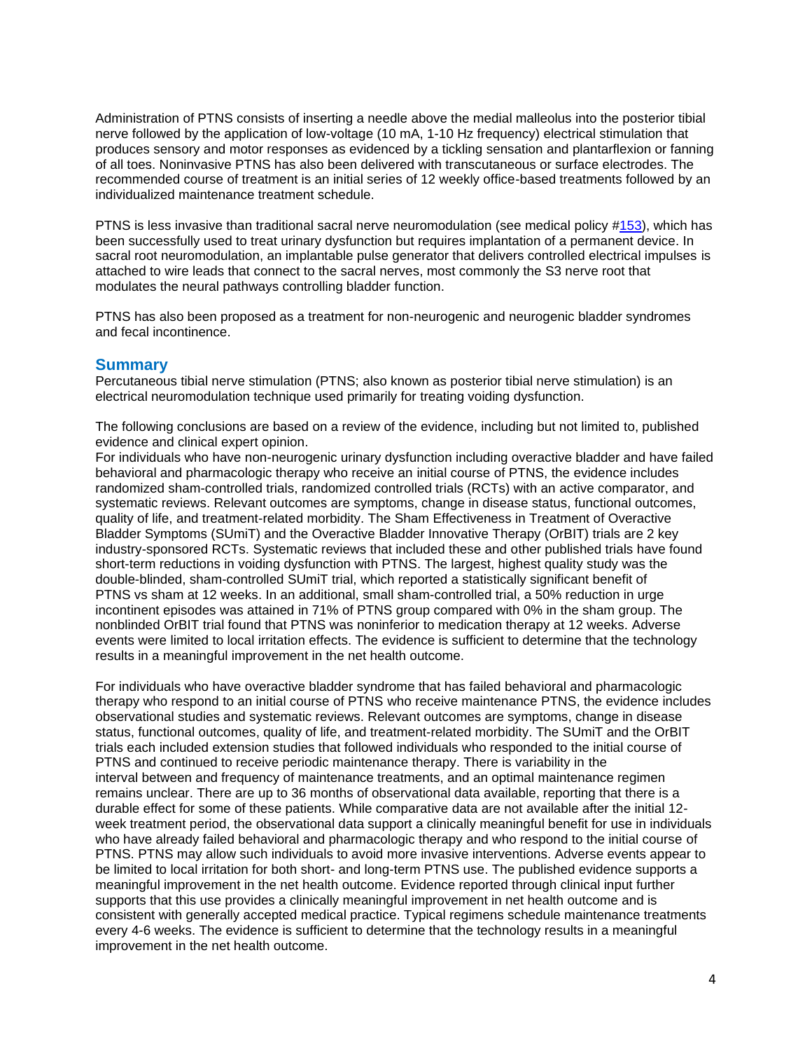Administration of PTNS consists of inserting a needle above the medial malleolus into the posterior tibial nerve followed by the application of low-voltage (10 mA, 1-10 Hz frequency) electrical stimulation that produces sensory and motor responses as evidenced by a tickling sensation and plantarflexion or fanning of all toes. Noninvasive PTNS has also been delivered with transcutaneous or surface electrodes. The recommended course of treatment is an initial series of 12 weekly office-based treatments followed by an individualized maintenance treatment schedule.

PTNS is less invasive than traditional sacral nerve neuromodulation (see medical policy #153), which has been successfully used to treat urinary dysfunction but requires implantation of a permanent device. In sacral root neuromodulation, an implantable pulse generator that delivers controlled electrical impulses is attached to wire leads that connect to the sacral nerves, most commonly the S3 nerve root that modulates the neural pathways controlling bladder function.

PTNS has also been proposed as a treatment for non-neurogenic and neurogenic bladder syndromes and fecal incontinence.

## Summary

Percutaneous tibial nerve stimulation (PTNS; also known as posterior tibial nerve stimulation) is an electrical neuromodulation technique used primarily for treating voiding dysfunction.

The following conclusions are based on a review of the evidence, including but not limited to, published evidence and clinical expert opinion.

For individuals who have non-neurogenic urinary dysfunction including overactive bladder and have failed behavioral and pharmacologic therapy who receive an initial course of PTNS, the evidence includes randomized sham-controlled trials, randomized controlled trials (RCTs) with an active comparator, and systematic reviews. Relevant outcomes are symptoms, change in disease status, functional outcomes, quality of life, and treatment-related morbidity. The Sham Effectiveness in Treatment of Overactive Bladder Symptoms (SUmiT) and the Overactive Bladder Innovative Therapy (OrBIT) trials are 2 key industry-sponsored RCTs. Systematic reviews that included these and other published trials have found short-term reductions in voiding dysfunction with PTNS. The largest, highest quality study was the double-blinded, sham-controlled SUmiT trial, which reported a statistically significant benefit of PTNS vs sham at 12 weeks. In an additional, small sham-controlled trial, a 50% reduction in urge incontinent episodes was attained in 71% of PTNS group compared with 0% in the sham group. The nonblinded OrBIT trial found that PTNS was noninferior to medication therapy at 12 weeks. Adverse events were limited to local irritation effects. The evidence is sufficient to determine that the technology results in a meaningful improvement in the net health outcome.

For individuals who have overactive bladder syndrome that has failed behavioral and pharmacologic therapy who respond to an initial course of PTNS who receive maintenance PTNS, the evidence includes observational studies and systematic reviews. Relevant outcomes are symptoms, change in disease status, functional outcomes, quality of life, and treatment-related morbidity. The SUmiT and the OrBIT trials each included extension studies that followed individuals who responded to the initial course of PTNS and continued to receive periodic maintenance therapy. There is variability in the interval between and frequency of maintenance treatments, and an optimal maintenance regimen remains unclear. There are up to 36 months of observational data available, reporting that there is a durable effect for some of these patients. While comparative data are not available after the initial 12-week treatment period, the observational data support a clinically meaningful benefit for use in individuals who have already failed behavioral and pharmacologic therapy and who respond to the initial course of PTNS. PTNS may allow such individuals to avoid more invasive interventions. Adverse events appear to be limited to local irritation for both short- and long-term PTNS use. The published evidence supports a meaningful improvement in the net health outcome. Evidence reported through clinical input further supports that this use provides a clinically meaningful improvement in net health outcome and is consistent with generally accepted medical practice. Typical regimens schedule maintenance treatments every 4-6 weeks. The evidence is sufficient to determine that the technology results in a meaningful improvement in the net health outcome.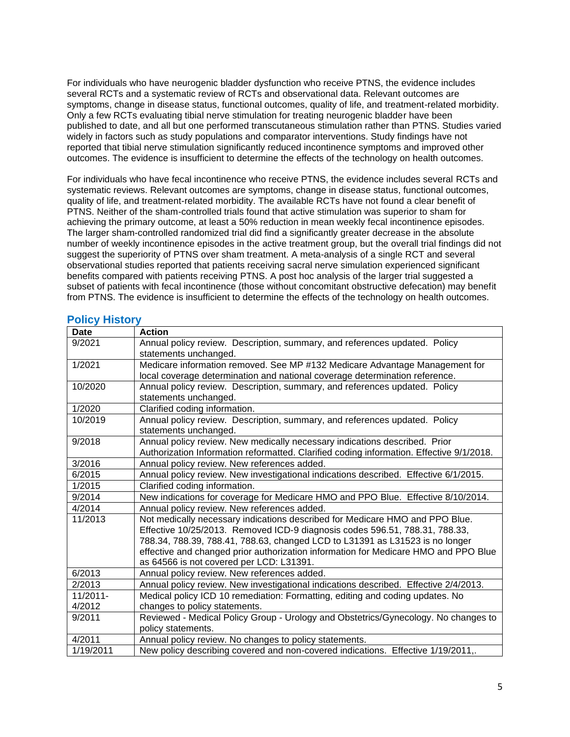For individuals who have neurogenic bladder dysfunction who receive PTNS, the evidence includes several RCTs and a systematic review of RCTs and observational data. Relevant outcomes are symptoms, change in disease status, functional outcomes, quality of life, and treatment-related morbidity. Only a few RCTs evaluating tibial nerve stimulation for treating neurogenic bladder have been published to date, and all but one performed transcutaneous stimulation rather than PTNS. Studies varied widely in factors such as study populations and comparator interventions. Study findings have not reported that tibial nerve stimulation significantly reduced incontinence symptoms and improved other outcomes. The evidence is insufficient to determine the effects of the technology on health outcomes.

For individuals who have fecal incontinence who receive PTNS, the evidence includes several RCTs and systematic reviews. Relevant outcomes are symptoms, change in disease status, functional outcomes, quality of life, and treatment-related morbidity. The available RCTs have not found a clear benefit of PTNS. Neither of the sham-controlled trials found that active stimulation was superior to sham for achieving the primary outcome, at least a 50% reduction in mean weekly fecal incontinence episodes. The larger sham-controlled randomized trial did find a significantly greater decrease in the absolute number of weekly incontinence episodes in the active treatment group, but the overall trial findings did not suggest the superiority of PTNS over sham treatment. A meta-analysis of a single RCT and several observational studies reported that patients receiving sacral nerve simulation experienced significant benefits compared with patients receiving PTNS. A post hoc analysis of the larger trial suggested a subset of patients with fecal incontinence (those without concomitant obstructive defecation) may benefit from PTNS. The evidence is insufficient to determine the effects of the technology on health outcomes.

## Policy History

| Date | Action |
| --- | --- |
| 9/2021 | Annual policy review. Description, summary, and references updated. Policy statements unchanged. |
| 1/2021 | Medicare information removed. See MP #132 Medicare Advantage Management for local coverage determination and national coverage determination reference. |
| 10/2020 | Annual policy review. Description, summary, and references updated. Policy statements unchanged. |
| 1/2020 | Clarified coding information. |
| 10/2019 | Annual policy review. Description, summary, and references updated. Policy statements unchanged. |
| 9/2018 | Annual policy review. New medically necessary indications described. Prior Authorization Information reformatted. Clarified coding information. Effective 9/1/2018. |
| 3/2016 | Annual policy review. New references added. |
| 6/2015 | Annual policy review. New investigational indications described. Effective 6/1/2015. |
| 1/2015 | Clarified coding information. |
| 9/2014 | New indications for coverage for Medicare HMO and PPO Blue. Effective 8/10/2014. |
| 4/2014 | Annual policy review. New references added. |
| 11/2013 | Not medically necessary indications described for Medicare HMO and PPO Blue. Effective 10/25/2013. Removed ICD-9 diagnosis codes 596.51, 788.31, 788.33, 788.34, 788.39, 788.41, 788.63, changed LCD to L31391 as L31523 is no longer effective and changed prior authorization information for Medicare HMO and PPO Blue as 64566 is not covered per LCD: L31391. |
| 6/2013 | Annual policy review. New references added. |
| 2/2013 | Annual policy review. New investigational indications described. Effective 2/4/2013. |
| 11/2011-4/2012 | Medical policy ICD 10 remediation: Formatting, editing and coding updates. No changes to policy statements. |
| 9/2011 | Reviewed - Medical Policy Group - Urology and Obstetrics/Gynecology. No changes to policy statements. |
| 4/2011 | Annual policy review. No changes to policy statements. |
| 1/19/2011 | New policy describing covered and non-covered indications. Effective 1/19/2011,. |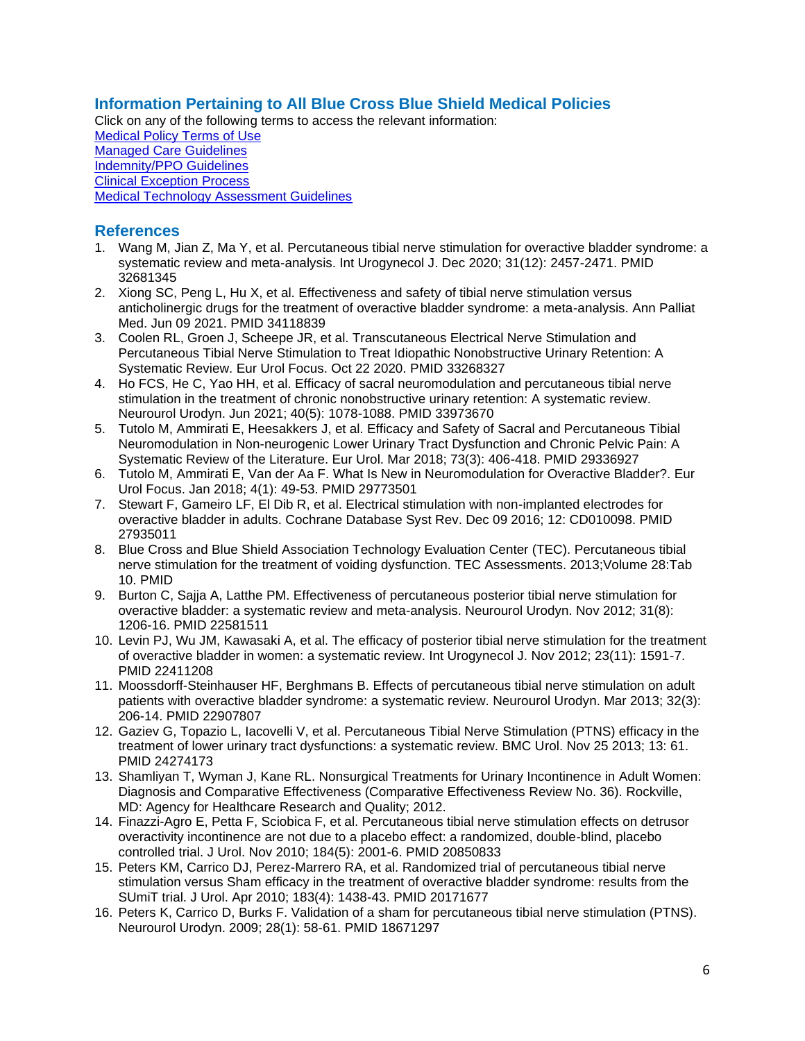## Information Pertaining to All Blue Cross Blue Shield Medical Policies

Click on any of the following terms to access the relevant information:

Medical Policy Terms of Use
Managed Care Guidelines
Indemnity/PPO Guidelines
Clinical Exception Process
Medical Technology Assessment Guidelines

## References

1. Wang M, Jian Z, Ma Y, et al. Percutaneous tibial nerve stimulation for overactive bladder syndrome: a systematic review and meta-analysis. Int Urogynecol J. Dec 2020; 31(12): 2457-2471. PMID 32681345
2. Xiong SC, Peng L, Hu X, et al. Effectiveness and safety of tibial nerve stimulation versus anticholinergic drugs for the treatment of overactive bladder syndrome: a meta-analysis. Ann Palliat Med. Jun 09 2021. PMID 34118839
3. Coolen RL, Groen J, Scheepe JR, et al. Transcutaneous Electrical Nerve Stimulation and Percutaneous Tibial Nerve Stimulation to Treat Idiopathic Nonobstructive Urinary Retention: A Systematic Review. Eur Urol Focus. Oct 22 2020. PMID 33268327
4. Ho FCS, He C, Yao HH, et al. Efficacy of sacral neuromodulation and percutaneous tibial nerve stimulation in the treatment of chronic nonobstructive urinary retention: A systematic review. Neurourol Urodyn. Jun 2021; 40(5): 1078-1088. PMID 33973670
5. Tutolo M, Ammirati E, Heesakkers J, et al. Efficacy and Safety of Sacral and Percutaneous Tibial Neuromodulation in Non-neurogenic Lower Urinary Tract Dysfunction and Chronic Pelvic Pain: A Systematic Review of the Literature. Eur Urol. Mar 2018; 73(3): 406-418. PMID 29336927
6. Tutolo M, Ammirati E, Van der Aa F. What Is New in Neuromodulation for Overactive Bladder?. Eur Urol Focus. Jan 2018; 4(1): 49-53. PMID 29773501
7. Stewart F, Gameiro LF, El Dib R, et al. Electrical stimulation with non-implanted electrodes for overactive bladder in adults. Cochrane Database Syst Rev. Dec 09 2016; 12: CD010098. PMID 27935011
8. Blue Cross and Blue Shield Association Technology Evaluation Center (TEC). Percutaneous tibial nerve stimulation for the treatment of voiding dysfunction. TEC Assessments. 2013;Volume 28:Tab 10. PMID
9. Burton C, Sajja A, Latthe PM. Effectiveness of percutaneous posterior tibial nerve stimulation for overactive bladder: a systematic review and meta-analysis. Neurourol Urodyn. Nov 2012; 31(8): 1206-16. PMID 22581511
10. Levin PJ, Wu JM, Kawasaki A, et al. The efficacy of posterior tibial nerve stimulation for the treatment of overactive bladder in women: a systematic review. Int Urogynecol J. Nov 2012; 23(11): 1591-7. PMID 22411208
11. Moossdorff-Steinhauser HF, Berghmans B. Effects of percutaneous tibial nerve stimulation on adult patients with overactive bladder syndrome: a systematic review. Neurourol Urodyn. Mar 2013; 32(3): 206-14. PMID 22907807
12. Gaziev G, Topazio L, Iacovelli V, et al. Percutaneous Tibial Nerve Stimulation (PTNS) efficacy in the treatment of lower urinary tract dysfunctions: a systematic review. BMC Urol. Nov 25 2013; 13: 61. PMID 24274173
13. Shamliyan T, Wyman J, Kane RL. Nonsurgical Treatments for Urinary Incontinence in Adult Women: Diagnosis and Comparative Effectiveness (Comparative Effectiveness Review No. 36). Rockville, MD: Agency for Healthcare Research and Quality; 2012.
14. Finazzi-Agro E, Petta F, Sciobica F, et al. Percutaneous tibial nerve stimulation effects on detrusor overactivity incontinence are not due to a placebo effect: a randomized, double-blind, placebo controlled trial. J Urol. Nov 2010; 184(5): 2001-6. PMID 20850833
15. Peters KM, Carrico DJ, Perez-Marrero RA, et al. Randomized trial of percutaneous tibial nerve stimulation versus Sham efficacy in the treatment of overactive bladder syndrome: results from the SUmiT trial. J Urol. Apr 2010; 183(4): 1438-43. PMID 20171677
16. Peters K, Carrico D, Burks F. Validation of a sham for percutaneous tibial nerve stimulation (PTNS). Neurourol Urodyn. 2009; 28(1): 58-61. PMID 18671297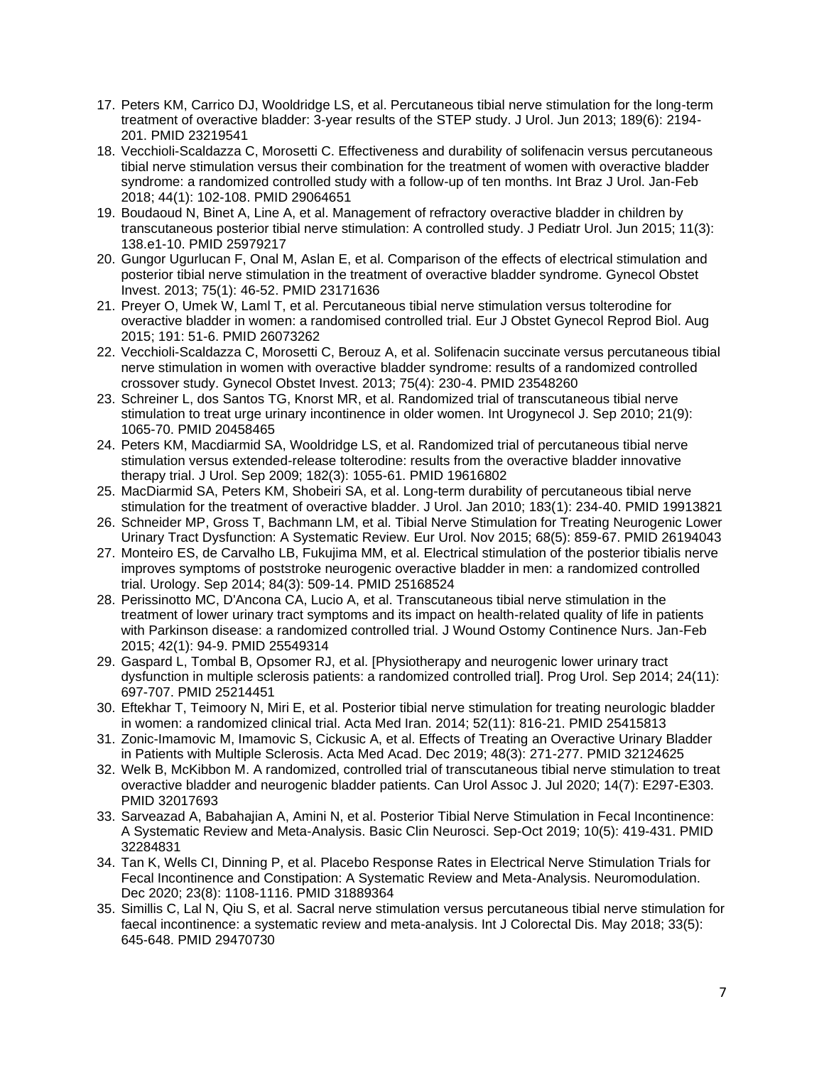17. Peters KM, Carrico DJ, Wooldridge LS, et al. Percutaneous tibial nerve stimulation for the long-term treatment of overactive bladder: 3-year results of the STEP study. J Urol. Jun 2013; 189(6): 2194-201. PMID 23219541
18. Vecchioli-Scaldazza C, Morosetti C. Effectiveness and durability of solifenacin versus percutaneous tibial nerve stimulation versus their combination for the treatment of women with overactive bladder syndrome: a randomized controlled study with a follow-up of ten months. Int Braz J Urol. Jan-Feb 2018; 44(1): 102-108. PMID 29064651
19. Boudaoud N, Binet A, Line A, et al. Management of refractory overactive bladder in children by transcutaneous posterior tibial nerve stimulation: A controlled study. J Pediatr Urol. Jun 2015; 11(3): 138.e1-10. PMID 25979217
20. Gungor Ugurlucan F, Onal M, Aslan E, et al. Comparison of the effects of electrical stimulation and posterior tibial nerve stimulation in the treatment of overactive bladder syndrome. Gynecol Obstet Invest. 2013; 75(1): 46-52. PMID 23171636
21. Preyer O, Umek W, Laml T, et al. Percutaneous tibial nerve stimulation versus tolterodine for overactive bladder in women: a randomised controlled trial. Eur J Obstet Gynecol Reprod Biol. Aug 2015; 191: 51-6. PMID 26073262
22. Vecchioli-Scaldazza C, Morosetti C, Berouz A, et al. Solifenacin succinate versus percutaneous tibial nerve stimulation in women with overactive bladder syndrome: results of a randomized controlled crossover study. Gynecol Obstet Invest. 2013; 75(4): 230-4. PMID 23548260
23. Schreiner L, dos Santos TG, Knorst MR, et al. Randomized trial of transcutaneous tibial nerve stimulation to treat urge urinary incontinence in older women. Int Urogynecol J. Sep 2010; 21(9): 1065-70. PMID 20458465
24. Peters KM, Macdiarmid SA, Wooldridge LS, et al. Randomized trial of percutaneous tibial nerve stimulation versus extended-release tolterodine: results from the overactive bladder innovative therapy trial. J Urol. Sep 2009; 182(3): 1055-61. PMID 19616802
25. MacDiarmid SA, Peters KM, Shobeiri SA, et al. Long-term durability of percutaneous tibial nerve stimulation for the treatment of overactive bladder. J Urol. Jan 2010; 183(1): 234-40. PMID 19913821
26. Schneider MP, Gross T, Bachmann LM, et al. Tibial Nerve Stimulation for Treating Neurogenic Lower Urinary Tract Dysfunction: A Systematic Review. Eur Urol. Nov 2015; 68(5): 859-67. PMID 26194043
27. Monteiro ES, de Carvalho LB, Fukujima MM, et al. Electrical stimulation of the posterior tibialis nerve improves symptoms of poststroke neurogenic overactive bladder in men: a randomized controlled trial. Urology. Sep 2014; 84(3): 509-14. PMID 25168524
28. Perissinotto MC, D'Ancona CA, Lucio A, et al. Transcutaneous tibial nerve stimulation in the treatment of lower urinary tract symptoms and its impact on health-related quality of life in patients with Parkinson disease: a randomized controlled trial. J Wound Ostomy Continence Nurs. Jan-Feb 2015; 42(1): 94-9. PMID 25549314
29. Gaspard L, Tombal B, Opsomer RJ, et al. [Physiotherapy and neurogenic lower urinary tract dysfunction in multiple sclerosis patients: a randomized controlled trial]. Prog Urol. Sep 2014; 24(11): 697-707. PMID 25214451
30. Eftekhar T, Teimoory N, Miri E, et al. Posterior tibial nerve stimulation for treating neurologic bladder in women: a randomized clinical trial. Acta Med Iran. 2014; 52(11): 816-21. PMID 25415813
31. Zonic-Imamovic M, Imamovic S, Cickusic A, et al. Effects of Treating an Overactive Urinary Bladder in Patients with Multiple Sclerosis. Acta Med Acad. Dec 2019; 48(3): 271-277. PMID 32124625
32. Welk B, McKibbon M. A randomized, controlled trial of transcutaneous tibial nerve stimulation to treat overactive bladder and neurogenic bladder patients. Can Urol Assoc J. Jul 2020; 14(7): E297-E303. PMID 32017693
33. Sarveazad A, Babahajian A, Amini N, et al. Posterior Tibial Nerve Stimulation in Fecal Incontinence: A Systematic Review and Meta-Analysis. Basic Clin Neurosci. Sep-Oct 2019; 10(5): 419-431. PMID 32284831
34. Tan K, Wells CI, Dinning P, et al. Placebo Response Rates in Electrical Nerve Stimulation Trials for Fecal Incontinence and Constipation: A Systematic Review and Meta-Analysis. Neuromodulation. Dec 2020; 23(8): 1108-1116. PMID 31889364
35. Simillis C, Lal N, Qiu S, et al. Sacral nerve stimulation versus percutaneous tibial nerve stimulation for faecal incontinence: a systematic review and meta-analysis. Int J Colorectal Dis. May 2018; 33(5): 645-648. PMID 29470730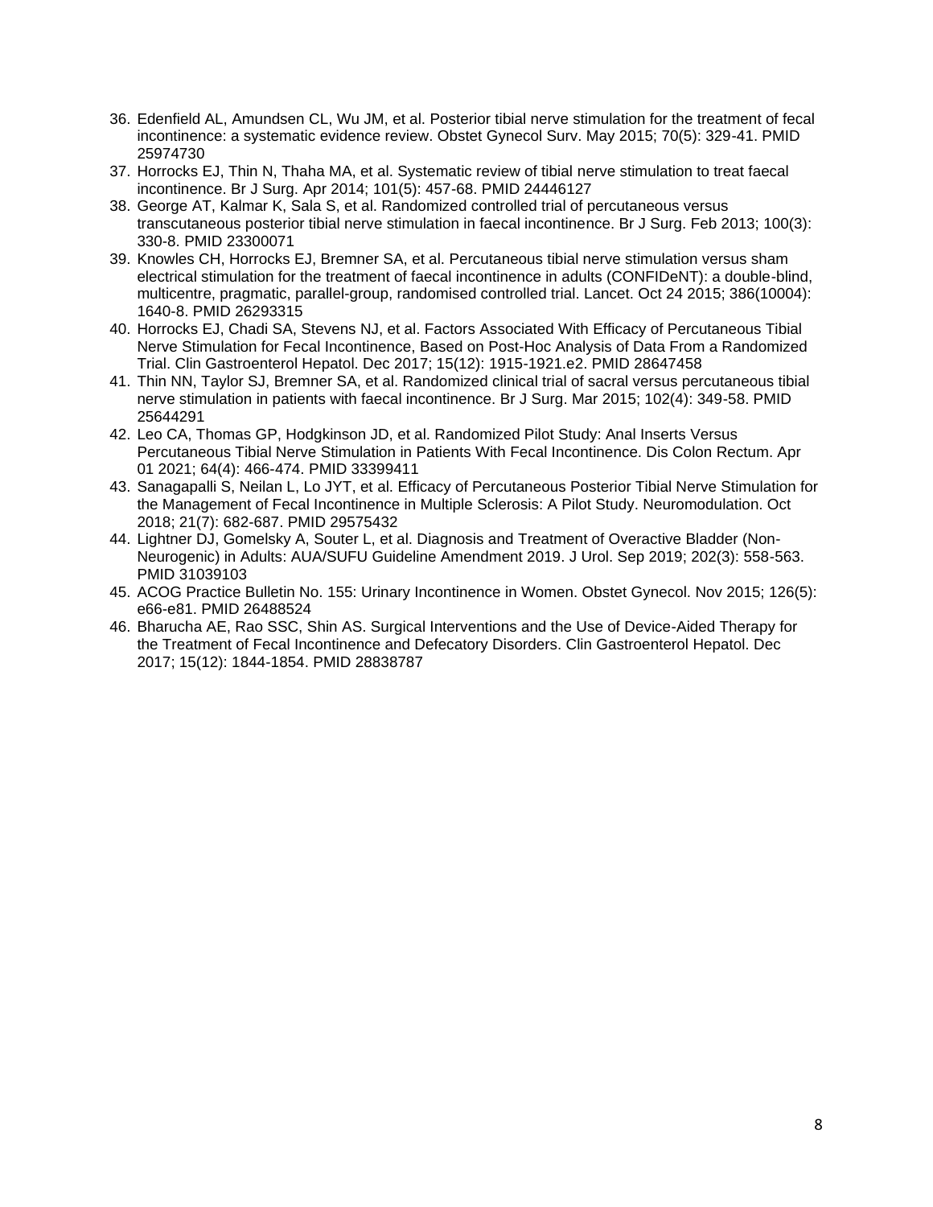36. Edenfield AL, Amundsen CL, Wu JM, et al. Posterior tibial nerve stimulation for the treatment of fecal incontinence: a systematic evidence review. Obstet Gynecol Surv. May 2015; 70(5): 329-41. PMID 25974730
37. Horrocks EJ, Thin N, Thaha MA, et al. Systematic review of tibial nerve stimulation to treat faecal incontinence. Br J Surg. Apr 2014; 101(5): 457-68. PMID 24446127
38. George AT, Kalmar K, Sala S, et al. Randomized controlled trial of percutaneous versus transcutaneous posterior tibial nerve stimulation in faecal incontinence. Br J Surg. Feb 2013; 100(3): 330-8. PMID 23300071
39. Knowles CH, Horrocks EJ, Bremner SA, et al. Percutaneous tibial nerve stimulation versus sham electrical stimulation for the treatment of faecal incontinence in adults (CONFIDeNT): a double-blind, multicentre, pragmatic, parallel-group, randomised controlled trial. Lancet. Oct 24 2015; 386(10004): 1640-8. PMID 26293315
40. Horrocks EJ, Chadi SA, Stevens NJ, et al. Factors Associated With Efficacy of Percutaneous Tibial Nerve Stimulation for Fecal Incontinence, Based on Post-Hoc Analysis of Data From a Randomized Trial. Clin Gastroenterol Hepatol. Dec 2017; 15(12): 1915-1921.e2. PMID 28647458
41. Thin NN, Taylor SJ, Bremner SA, et al. Randomized clinical trial of sacral versus percutaneous tibial nerve stimulation in patients with faecal incontinence. Br J Surg. Mar 2015; 102(4): 349-58. PMID 25644291
42. Leo CA, Thomas GP, Hodgkinson JD, et al. Randomized Pilot Study: Anal Inserts Versus Percutaneous Tibial Nerve Stimulation in Patients With Fecal Incontinence. Dis Colon Rectum. Apr 01 2021; 64(4): 466-474. PMID 33399411
43. Sanagapalli S, Neilan L, Lo JYT, et al. Efficacy of Percutaneous Posterior Tibial Nerve Stimulation for the Management of Fecal Incontinence in Multiple Sclerosis: A Pilot Study. Neuromodulation. Oct 2018; 21(7): 682-687. PMID 29575432
44. Lightner DJ, Gomelsky A, Souter L, et al. Diagnosis and Treatment of Overactive Bladder (Non-Neurogenic) in Adults: AUA/SUFU Guideline Amendment 2019. J Urol. Sep 2019; 202(3): 558-563. PMID 31039103
45. ACOG Practice Bulletin No. 155: Urinary Incontinence in Women. Obstet Gynecol. Nov 2015; 126(5): e66-e81. PMID 26488524
46. Bharucha AE, Rao SSC, Shin AS. Surgical Interventions and the Use of Device-Aided Therapy for the Treatment of Fecal Incontinence and Defecatory Disorders. Clin Gastroenterol Hepatol. Dec 2017; 15(12): 1844-1854. PMID 28838787